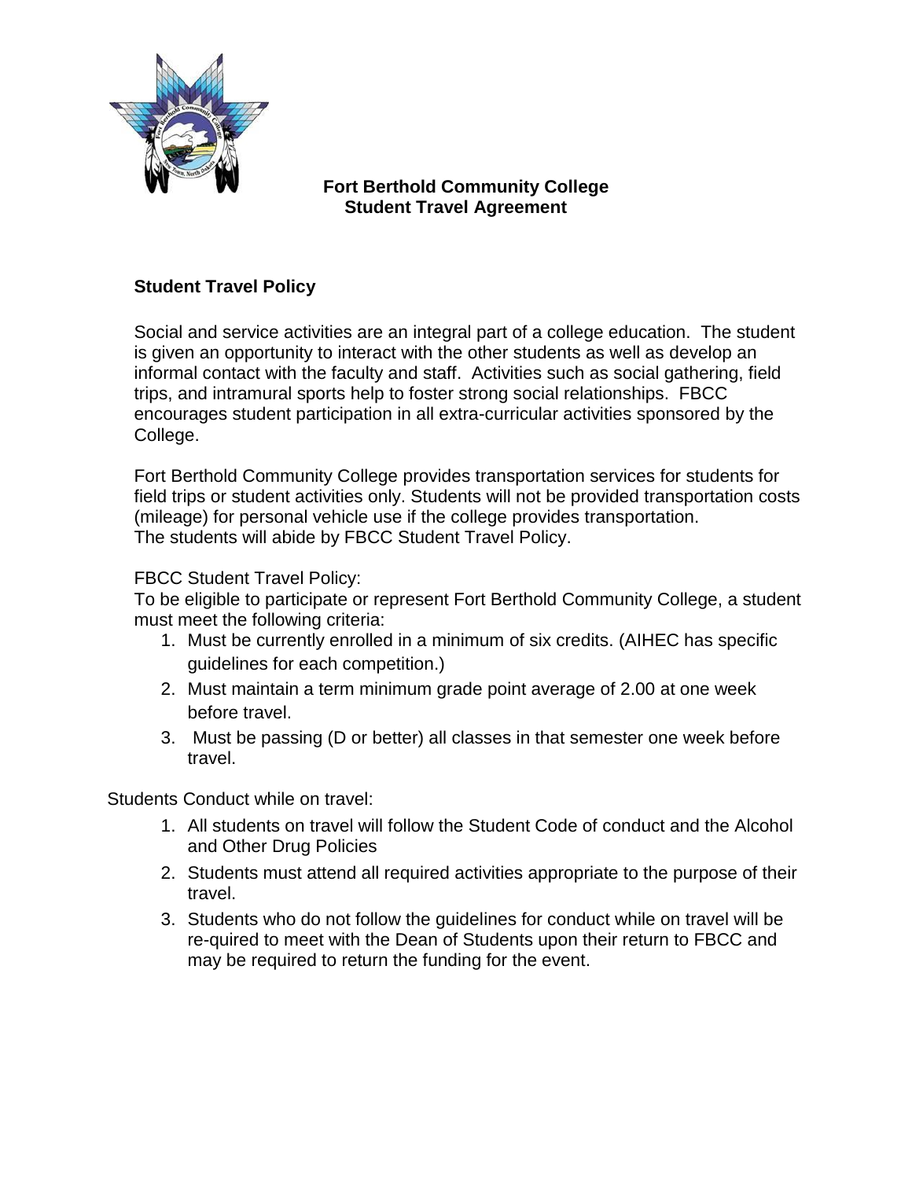# Fort Berthold Community College
## Student Travel Agreement

### Student Travel Policy

Social and service activities are an integral part of a college education. The student is given an opportunity to interact with the other students as well as develop an informal contact with the faculty and staff. Activities such as social gathering, field trips, and intramural sports help to foster strong social relationships. FBCC encourages student participation in all extra-curricular activities sponsored by the College.

Fort Berthold Community College provides transportation services for students for field trips or student activities only. Students will not be provided transportation costs (mileage) for personal vehicle use if the college provides transportation. The students will abide by FBCC Student Travel Policy.

FBCC Student Travel Policy:
To be eligible to participate or represent Fort Berthold Community College, a student must meet the following criteria:

1. Must be currently enrolled in a minimum of six credits. (AIHEC has specific guidelines for each competition.)
2. Must maintain a term minimum grade point average of 2.00 at one week before travel.
3. Must be passing (D or better) all classes in that semester one week before travel.

Students Conduct while on travel:

1. All students on travel will follow the Student Code of conduct and the Alcohol and Other Drug Policies
2. Students must attend all required activities appropriate to the purpose of their travel.
3. Students who do not follow the guidelines for conduct while on travel will be re-quired to meet with the Dean of Students upon their return to FBCC and may be required to return the funding for the event.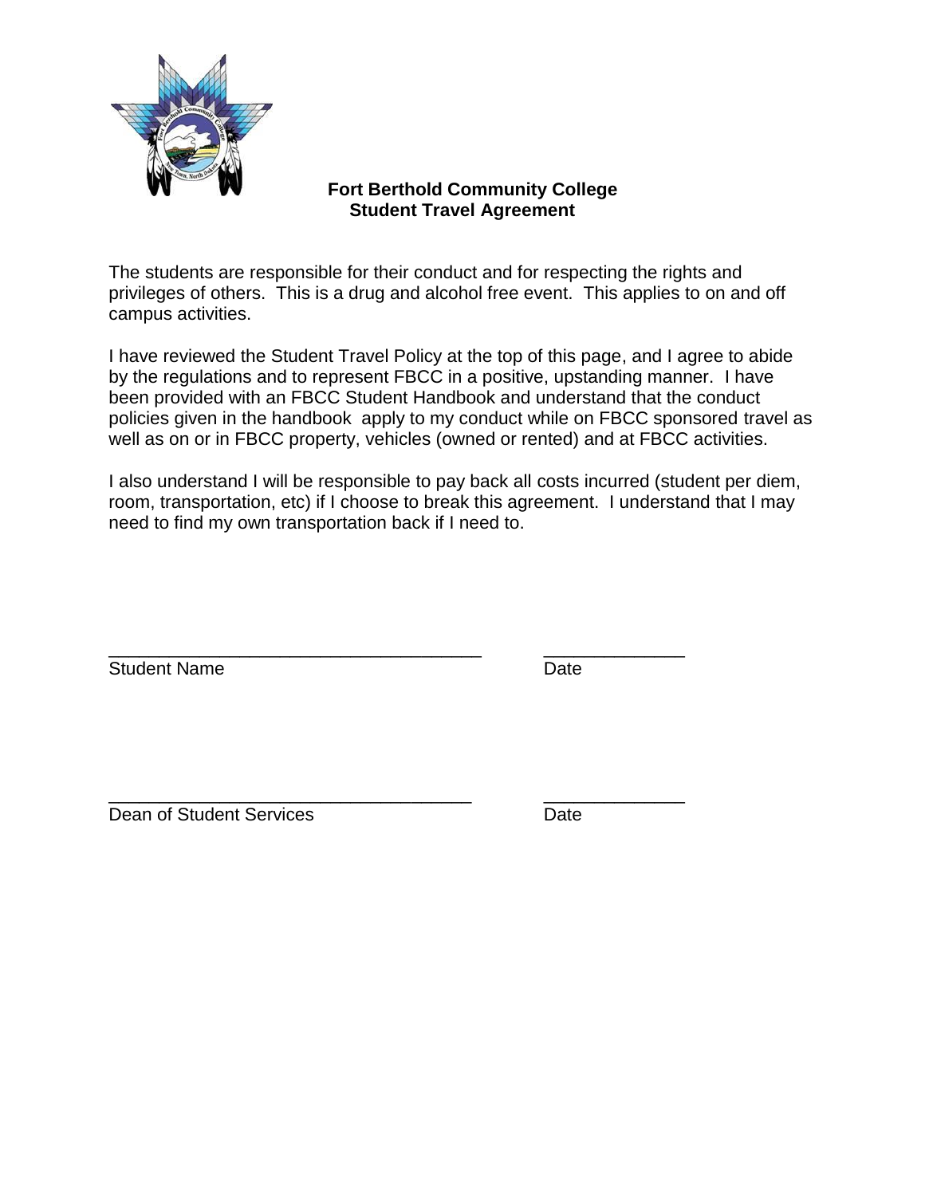**Fort Berthold Community College**
**Student Travel Agreement**

The students are responsible for their conduct and for respecting the rights and privileges of others. This is a drug and alcohol free event. This applies to on and off campus activities.

I have reviewed the Student Travel Policy at the top of this page, and I agree to abide by the regulations and to represent FBCC in a positive, upstanding manner. I have been provided with an FBCC Student Handbook and understand that the conduct policies given in the handbook apply to my conduct while on FBCC sponsored travel as well as on or in FBCC property, vehicles (owned or rented) and at FBCC activities.

I also understand I will be responsible to pay back all costs incurred (student per diem, room, transportation, etc) if I choose to break this agreement. I understand that I may need to find my own transportation back if I need to.

_____________________________________ ______________
Student Name Date

____________________________________ ______________
Dean of Student Services Date